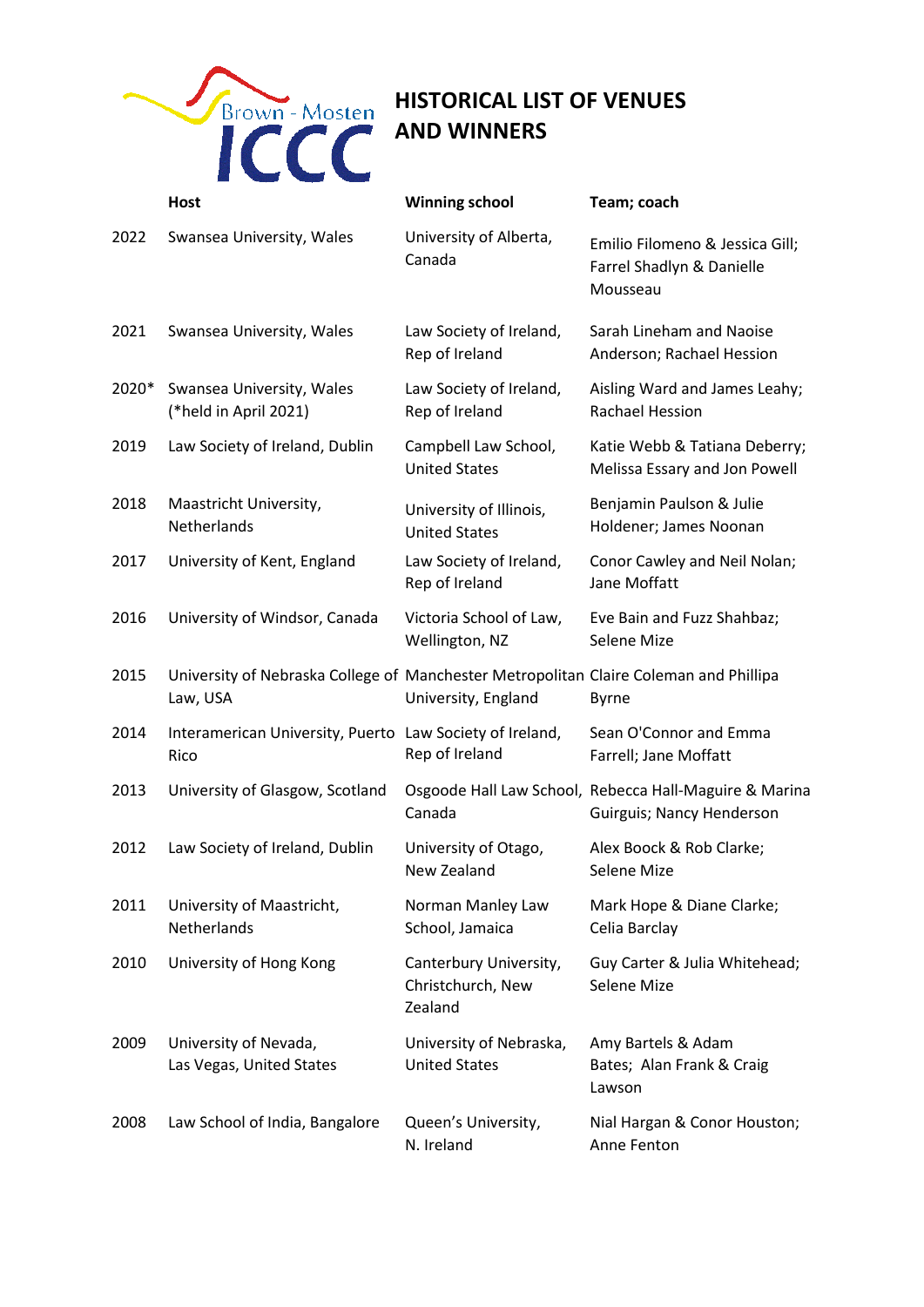# HISTORICAL LIST OF VENUES AND WINNERS

| | Host | Winning school | Team; coach |
|---|---|---|---|
| 2022 | Swansea University, Wales | University of Alberta, Canada | Emilio Filomeno & Jessica Gill; Farrel Shadlyn & Danielle Mousseau |
| 2021 | Swansea University, Wales | Law Society of Ireland, Rep of Ireland | Sarah Lineham and Naoise Anderson; Rachael Hession |
| 2020* | Swansea University, Wales (*held in April 2021) | Law Society of Ireland, Rep of Ireland | Aisling Ward and James Leahy; Rachael Hession |
| 2019 | Law Society of Ireland, Dublin | Campbell Law School, United States | Katie Webb & Tatiana Deberry; Melissa Essary and Jon Powell |
| 2018 | Maastricht University, Netherlands | University of Illinois, United States | Benjamin Paulson & Julie Holdener; James Noonan |
| 2017 | University of Kent, England | Law Society of Ireland, Rep of Ireland | Conor Cawley and Neil Nolan; Jane Moffatt |
| 2016 | University of Windsor, Canada | Victoria School of Law, Wellington, NZ | Eve Bain and Fuzz Shahbaz; Selene Mize |
| 2015 | University of Nebraska College of Law, USA | Manchester Metropolitan University, England | Claire Coleman and Phillipa Byrne |
| 2014 | Interamerican University, Puerto Rico | Law Society of Ireland, Rep of Ireland | Sean O'Connor and Emma Farrell; Jane Moffatt |
| 2013 | University of Glasgow, Scotland | Osgoode Hall Law School, Canada | Rebecca Hall-Maguire & Marina Guirguis; Nancy Henderson |
| 2012 | Law Society of Ireland, Dublin | University of Otago, New Zealand | Alex Boock & Rob Clarke; Selene Mize |
| 2011 | University of Maastricht, Netherlands | Norman Manley Law School, Jamaica | Mark Hope & Diane Clarke; Celia Barclay |
| 2010 | University of Hong Kong | Canterbury University, Christchurch, New Zealand | Guy Carter & Julia Whitehead; Selene Mize |
| 2009 | University of Nevada, Las Vegas, United States | University of Nebraska, United States | Amy Bartels & Adam Bates; Alan Frank & Craig Lawson |
| 2008 | Law School of India, Bangalore | Queen's University, N. Ireland | Nial Hargan & Conor Houston; Anne Fenton |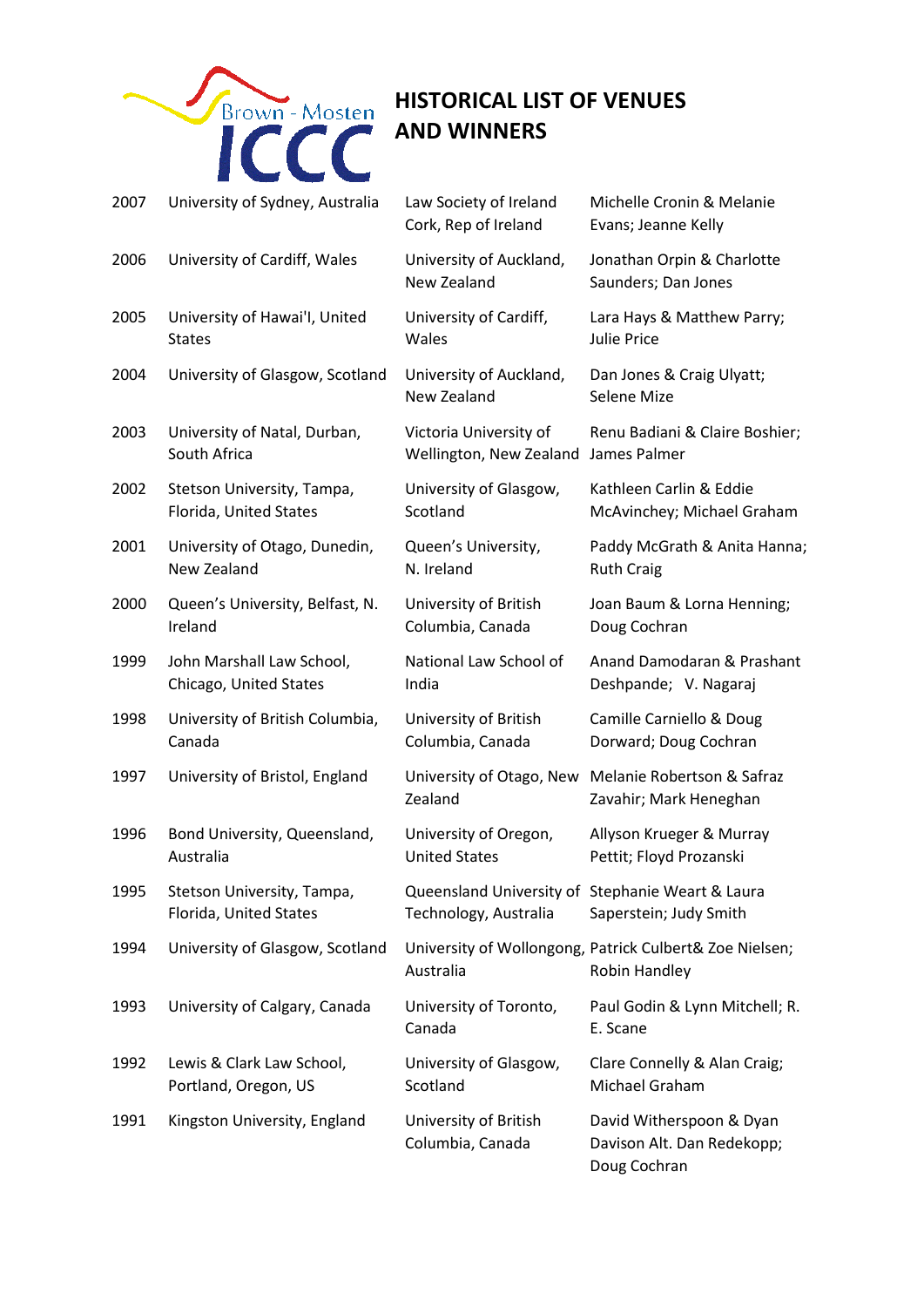# HISTORICAL LIST OF VENUES AND WINNERS

| | | | |
|---|---|---|---|
| 2007 | University of Sydney, Australia | Law Society of Ireland Cork, Rep of Ireland | Michelle Cronin & Melanie Evans; Jeanne Kelly |
| 2006 | University of Cardiff, Wales | University of Auckland, New Zealand | Jonathan Orpin & Charlotte Saunders; Dan Jones |
| 2005 | University of Hawai'I, United States | University of Cardiff, Wales | Lara Hays & Matthew Parry; Julie Price |
| 2004 | University of Glasgow, Scotland | University of Auckland, New Zealand | Dan Jones & Craig Ulyatt; Selene Mize |
| 2003 | University of Natal, Durban, South Africa | Victoria University of Wellington, New Zealand | Renu Badiani & Claire Boshier; James Palmer |
| 2002 | Stetson University, Tampa, Florida, United States | University of Glasgow, Scotland | Kathleen Carlin & Eddie McAvinchey; Michael Graham |
| 2001 | University of Otago, Dunedin, New Zealand | Queen's University, N. Ireland | Paddy McGrath & Anita Hanna; Ruth Craig |
| 2000 | Queen's University, Belfast, N. Ireland | University of British Columbia, Canada | Joan Baum & Lorna Henning; Doug Cochran |
| 1999 | John Marshall Law School, Chicago, United States | National Law School of India | Anand Damodaran & Prashant Deshpande; V. Nagaraj |
| 1998 | University of British Columbia, Canada | University of British Columbia, Canada | Camille Carniello & Doug Dorward; Doug Cochran |
| 1997 | University of Bristol, England | University of Otago, New Zealand | Melanie Robertson & Safraz Zavahir; Mark Heneghan |
| 1996 | Bond University, Queensland, Australia | University of Oregon, United States | Allyson Krueger & Murray Pettit; Floyd Prozanski |
| 1995 | Stetson University, Tampa, Florida, United States | Queensland University of Technology, Australia | Stephanie Weart & Laura Saperstein; Judy Smith |
| 1994 | University of Glasgow, Scotland | University of Wollongong, Australia | Patrick Culbert& Zoe Nielsen; Robin Handley |
| 1993 | University of Calgary, Canada | University of Toronto, Canada | Paul Godin & Lynn Mitchell; R. E. Scane |
| 1992 | Lewis & Clark Law School, Portland, Oregon, US | University of Glasgow, Scotland | Clare Connelly & Alan Craig; Michael Graham |
| 1991 | Kingston University, England | University of British Columbia, Canada | David Witherspoon & Dyan Davison Alt. Dan Redekopp; Doug Cochran |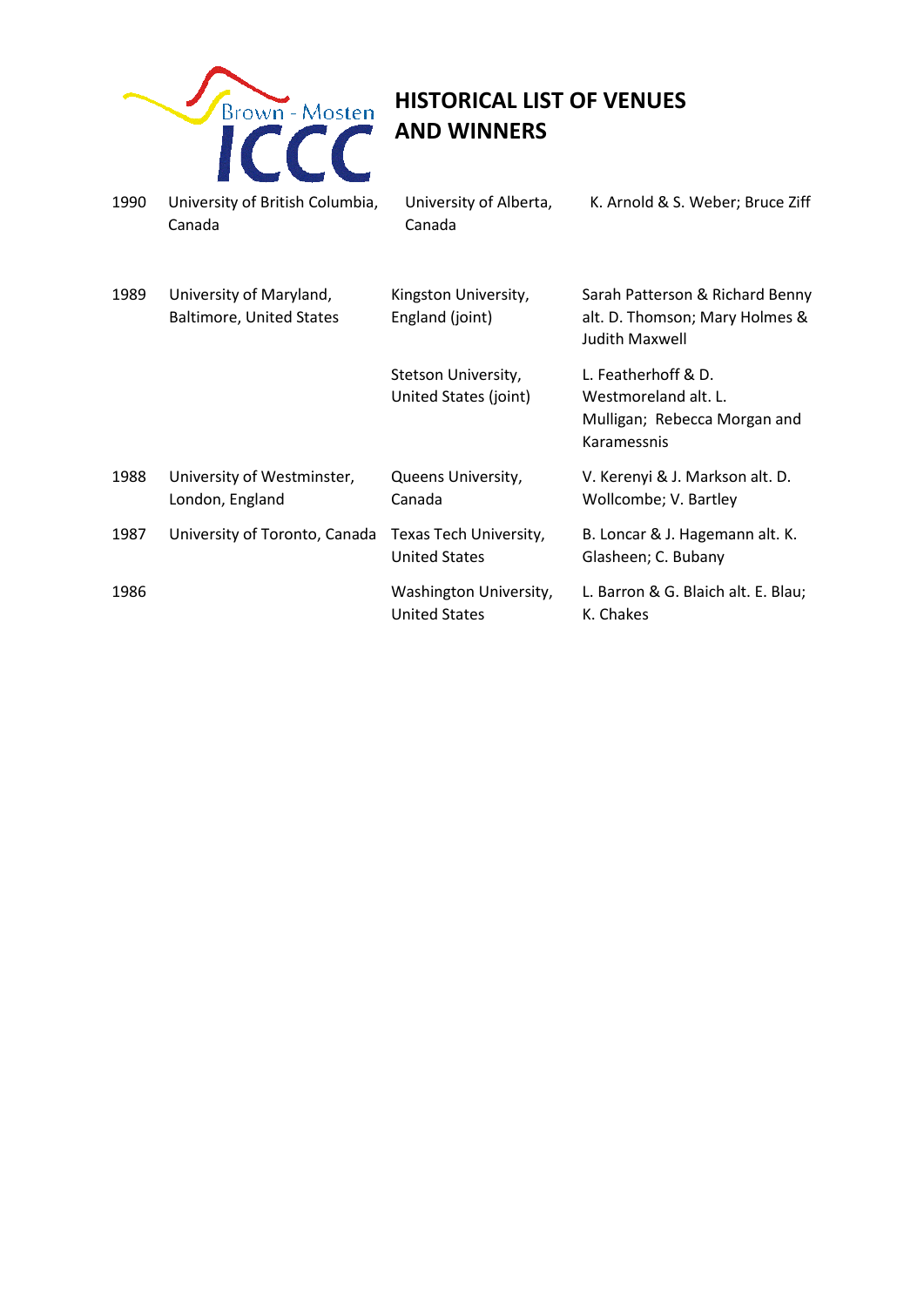## HISTORICAL LIST OF VENUES AND WINNERS

| | | | |
|---|---|---|---|
| 1990 | University of British Columbia, Canada | University of Alberta, Canada | K. Arnold & S. Weber; Bruce Ziff |
| 1989 | University of Maryland, Baltimore, United States | Kingston University, England (joint) | Sarah Patterson & Richard Benny alt. D. Thomson; Mary Holmes & Judith Maxwell |
| | | Stetson University, United States (joint) | L. Featherhoff & D. Westmoreland alt. L. Mulligan; Rebecca Morgan and Karamessnis |
| 1988 | University of Westminster, London, England | Queens University, Canada | V. Kerenyi & J. Markson alt. D. Wollcombe; V. Bartley |
| 1987 | University of Toronto, Canada | Texas Tech University, United States | B. Loncar & J. Hagemann alt. K. Glasheen; C. Bubany |
| 1986 | | Washington University, United States | L. Barron & G. Blaich alt. E. Blau; K. Chakes |